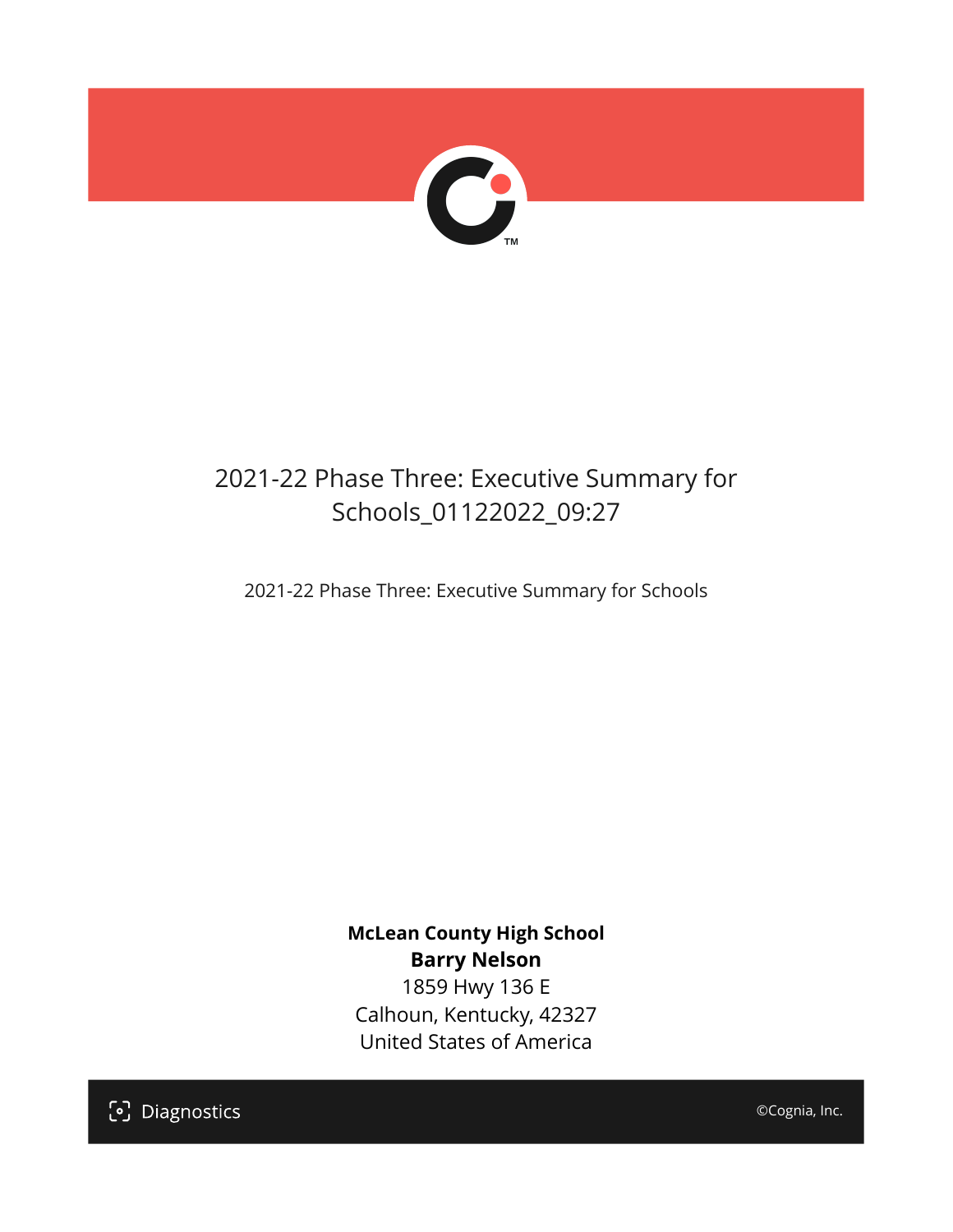# 2021-22 Phase Three: Executive Summary for Schools_01122022_09:27

2021-22 Phase Three: Executive Summary for Schools

**McLean County High School**

**Barry Nelson**

1859 Hwy 136 E

Calhoun, Kentucky, 42327

United States of America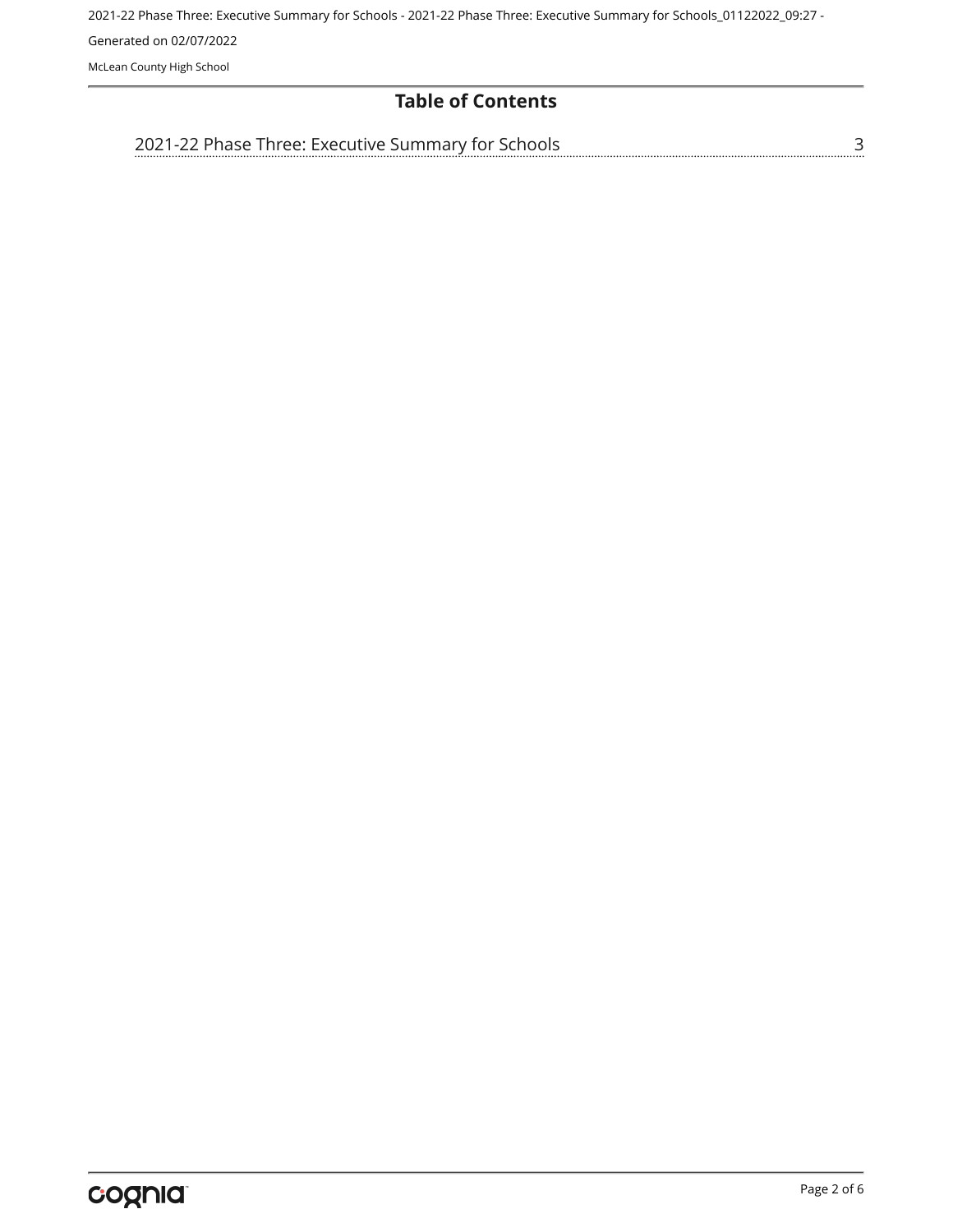# Table of Contents

2021-22 Phase Three: Executive Summary for Schools ..... 3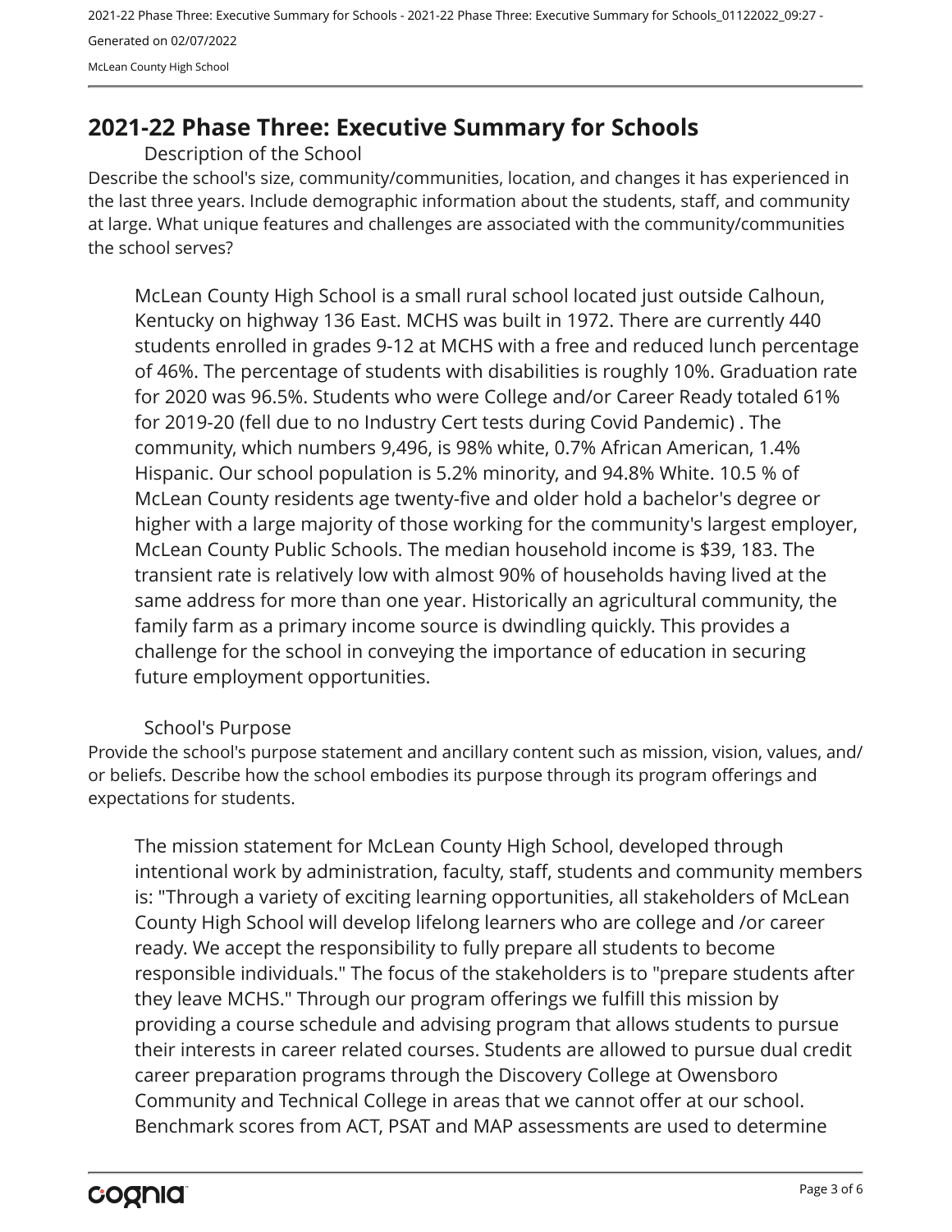# 2021-22 Phase Three: Executive Summary for Schools

## Description of the School

Describe the school's size, community/communities, location, and changes it has experienced in the last three years. Include demographic information about the students, staff, and community at large. What unique features and challenges are associated with the community/communities the school serves?

McLean County High School is a small rural school located just outside Calhoun, Kentucky on highway 136 East. MCHS was built in 1972. There are currently 440 students enrolled in grades 9-12 at MCHS with a free and reduced lunch percentage of 46%. The percentage of students with disabilities is roughly 10%. Graduation rate for 2020 was 96.5%. Students who were College and/or Career Ready totaled 61% for 2019-20 (fell due to no Industry Cert tests during Covid Pandemic) . The community, which numbers 9,496, is 98% white, 0.7% African American, 1.4% Hispanic. Our school population is 5.2% minority, and 94.8% White. 10.5 % of McLean County residents age twenty-five and older hold a bachelor's degree or higher with a large majority of those working for the community's largest employer, McLean County Public Schools. The median household income is $39, 183. The transient rate is relatively low with almost 90% of households having lived at the same address for more than one year. Historically an agricultural community, the family farm as a primary income source is dwindling quickly. This provides a challenge for the school in conveying the importance of education in securing future employment opportunities.

## School's Purpose

Provide the school's purpose statement and ancillary content such as mission, vision, values, and/or beliefs. Describe how the school embodies its purpose through its program offerings and expectations for students.

The mission statement for McLean County High School, developed through intentional work by administration, faculty, staff, students and community members is: "Through a variety of exciting learning opportunities, all stakeholders of McLean County High School will develop lifelong learners who are college and /or career ready. We accept the responsibility to fully prepare all students to become responsible individuals." The focus of the stakeholders is to "prepare students after they leave MCHS." Through our program offerings we fulfill this mission by providing a course schedule and advising program that allows students to pursue their interests in career related courses. Students are allowed to pursue dual credit career preparation programs through the Discovery College at Owensboro Community and Technical College in areas that we cannot offer at our school. Benchmark scores from ACT, PSAT and MAP assessments are used to determine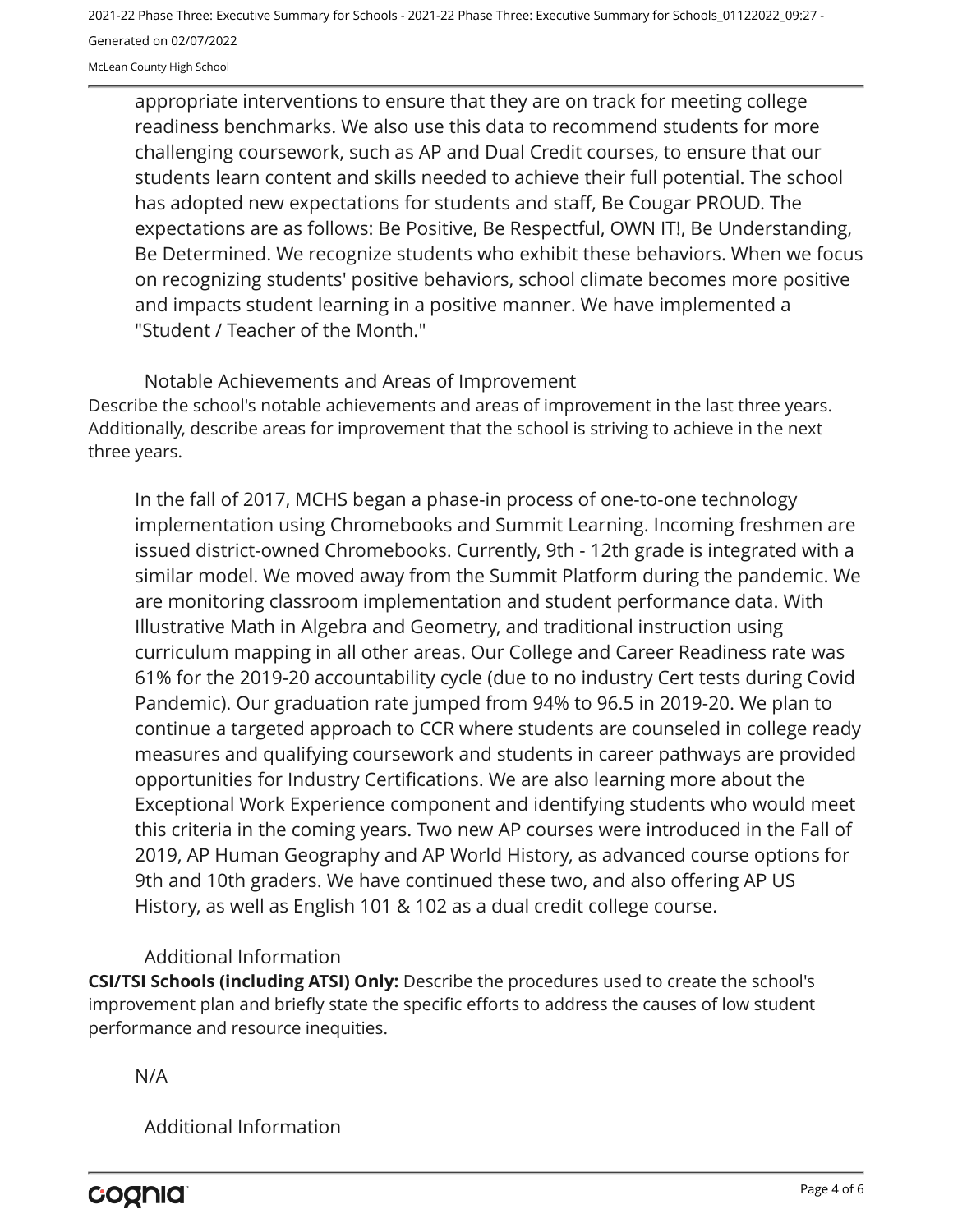appropriate interventions to ensure that they are on track for meeting college readiness benchmarks. We also use this data to recommend students for more challenging coursework, such as AP and Dual Credit courses, to ensure that our students learn content and skills needed to achieve their full potential. The school has adopted new expectations for students and staff, Be Cougar PROUD. The expectations are as follows: Be Positive, Be Respectful, OWN IT!, Be Understanding, Be Determined. We recognize students who exhibit these behaviors. When we focus on recognizing students' positive behaviors, school climate becomes more positive and impacts student learning in a positive manner. We have implemented a "Student / Teacher of the Month."

## Notable Achievements and Areas of Improvement

Describe the school's notable achievements and areas of improvement in the last three years. Additionally, describe areas for improvement that the school is striving to achieve in the next three years.

In the fall of 2017, MCHS began a phase-in process of one-to-one technology implementation using Chromebooks and Summit Learning. Incoming freshmen are issued district-owned Chromebooks. Currently, 9th - 12th grade is integrated with a similar model. We moved away from the Summit Platform during the pandemic. We are monitoring classroom implementation and student performance data. With Illustrative Math in Algebra and Geometry, and traditional instruction using curriculum mapping in all other areas. Our College and Career Readiness rate was 61% for the 2019-20 accountability cycle (due to no industry Cert tests during Covid Pandemic). Our graduation rate jumped from 94% to 96.5 in 2019-20. We plan to continue a targeted approach to CCR where students are counseled in college ready measures and qualifying coursework and students in career pathways are provided opportunities for Industry Certifications. We are also learning more about the Exceptional Work Experience component and identifying students who would meet this criteria in the coming years. Two new AP courses were introduced in the Fall of 2019, AP Human Geography and AP World History, as advanced course options for 9th and 10th graders. We have continued these two, and also offering AP US History, as well as English 101 & 102 as a dual credit college course.

## Additional Information

**CSI/TSI Schools (including ATSI) Only:** Describe the procedures used to create the school's improvement plan and briefly state the specific efforts to address the causes of low student performance and resource inequities.

N/A

## Additional Information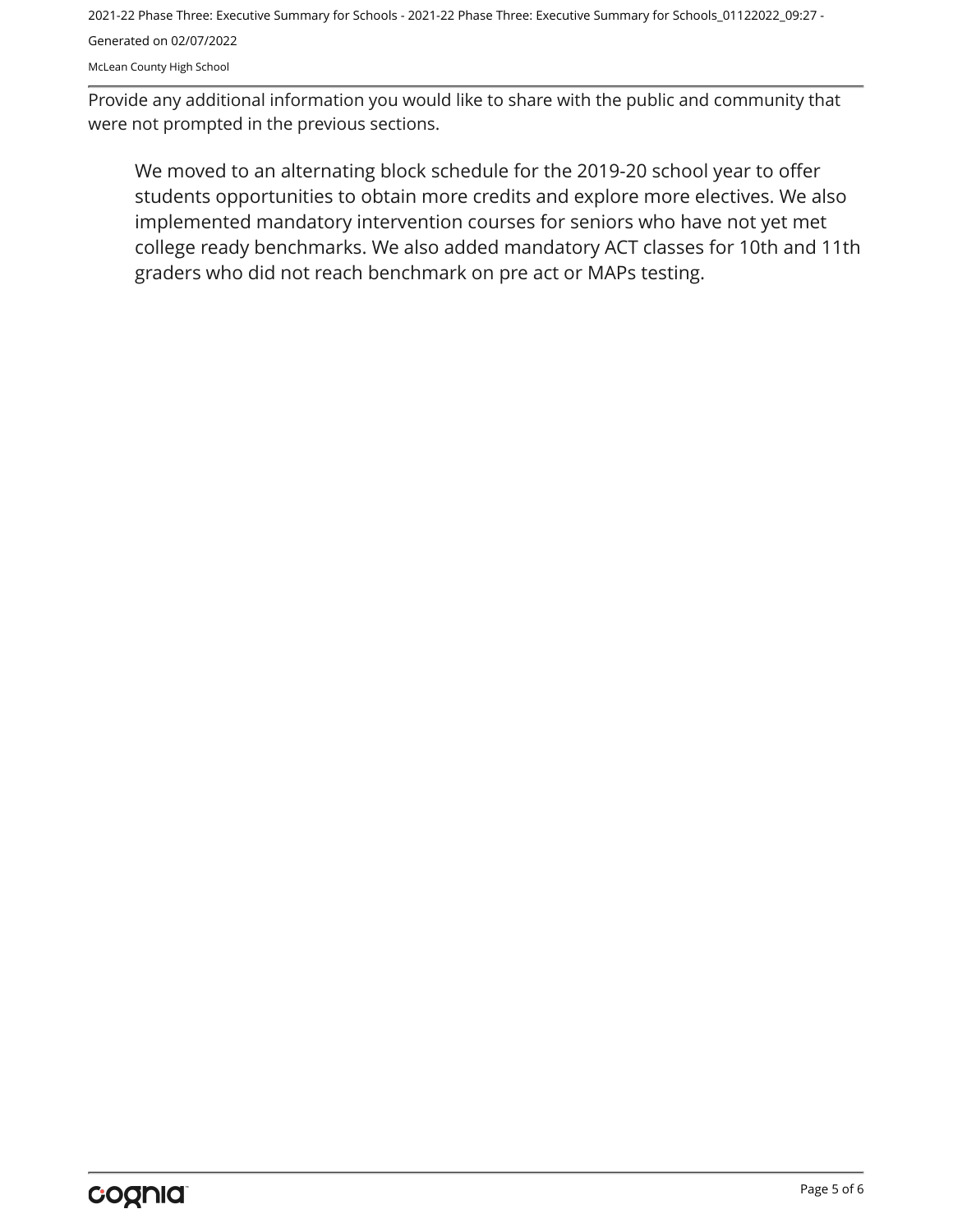Provide any additional information you would like to share with the public and community that were not prompted in the previous sections.

> We moved to an alternating block schedule for the 2019-20 school year to offer students opportunities to obtain more credits and explore more electives. We also implemented mandatory intervention courses for seniors who have not yet met college ready benchmarks. We also added mandatory ACT classes for 10th and 11th graders who did not reach benchmark on pre act or MAPs testing.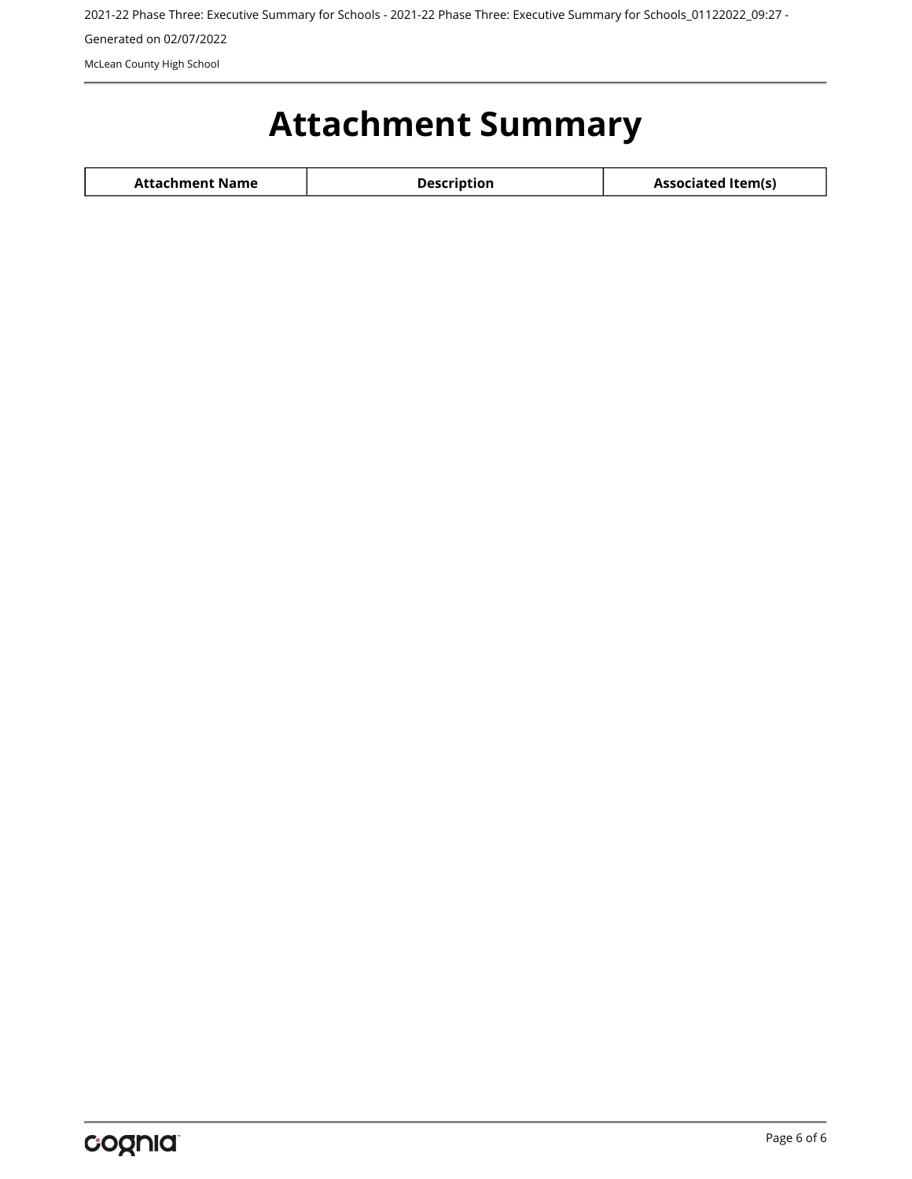# Attachment Summary

| Attachment Name | Description | Associated Item(s) |
| --- | --- | --- |